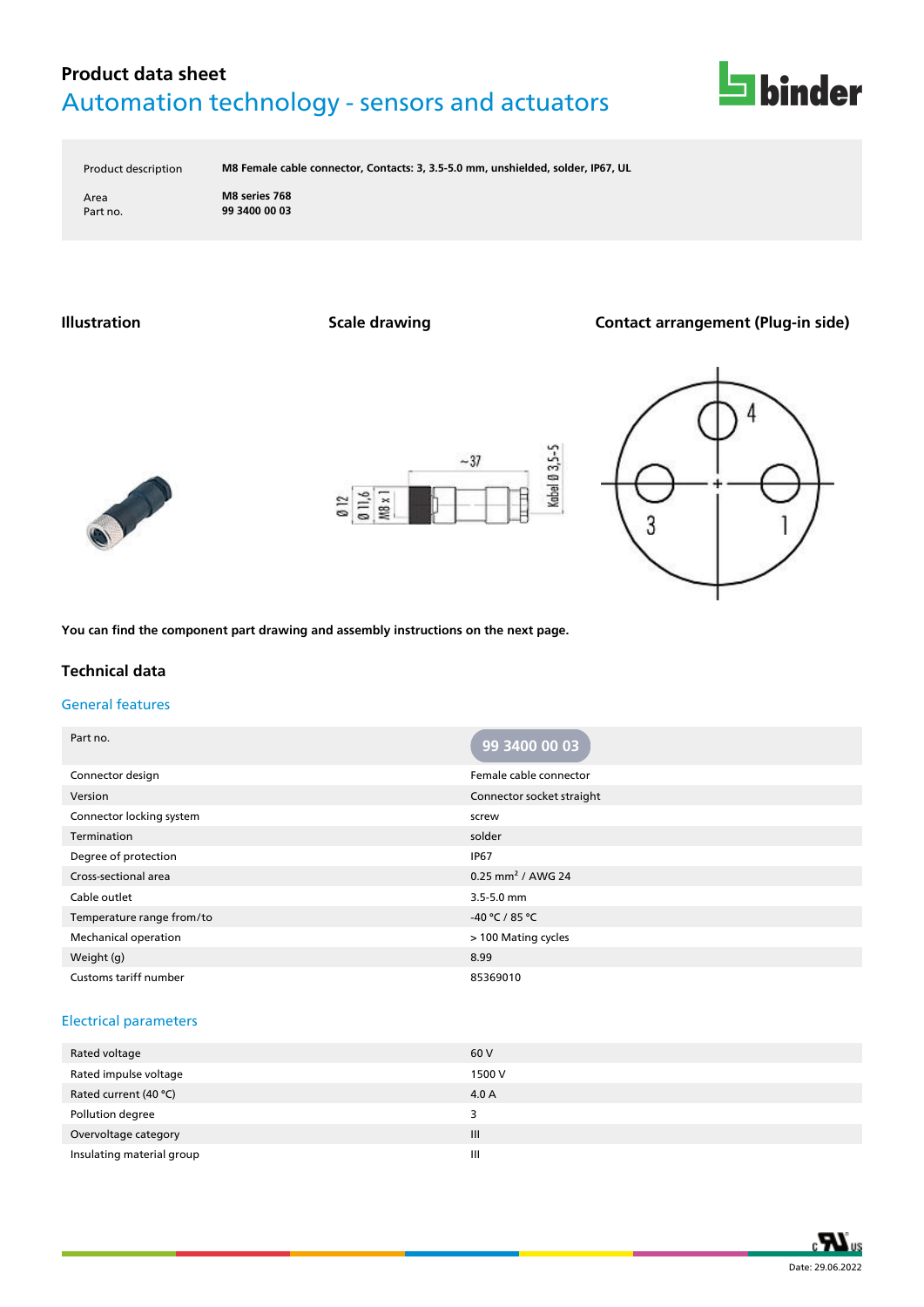# Product data sheet

## Automation technology - sensors and actuators

| | |
|---|---|
| Product description | **M8 Female cable connector, Contacts: 3, 3.5-5.0 mm, unshielded, solder, IP67, UL** |
| Area | **M8 series 768** |
| Part no. | **99 3400 00 03** |

### Illustration

### Scale drawing

~37

Ø 12 | Ø 11,6 | M8 x 1 | Kabel Ø 3,5-5

### Contact arrangement (Plug-in side)

4 | 3 | 1

**You can find the component part drawing and assembly instructions on the next page.**

## Technical data

### General features

| Part no. | 99 3400 00 03 |
|---|---|
| Connector design | Female cable connector |
| Version | Connector socket straight |
| Connector locking system | screw |
| Termination | solder |
| Degree of protection | IP67 |
| Cross-sectional area | 0.25 mm² / AWG 24 |
| Cable outlet | 3.5-5.0 mm |
| Temperature range from/to | -40 °C / 85 °C |
| Mechanical operation | > 100 Mating cycles |
| Weight (g) | 8.99 |
| Customs tariff number | 85369010 |

### Electrical parameters

| | |
|---|---|
| Rated voltage | 60 V |
| Rated impulse voltage | 1500 V |
| Rated current (40 °C) | 4.0 A |
| Pollution degree | 3 |
| Overvoltage category | III |
| Insulating material group | III |

Date: 29.06.2022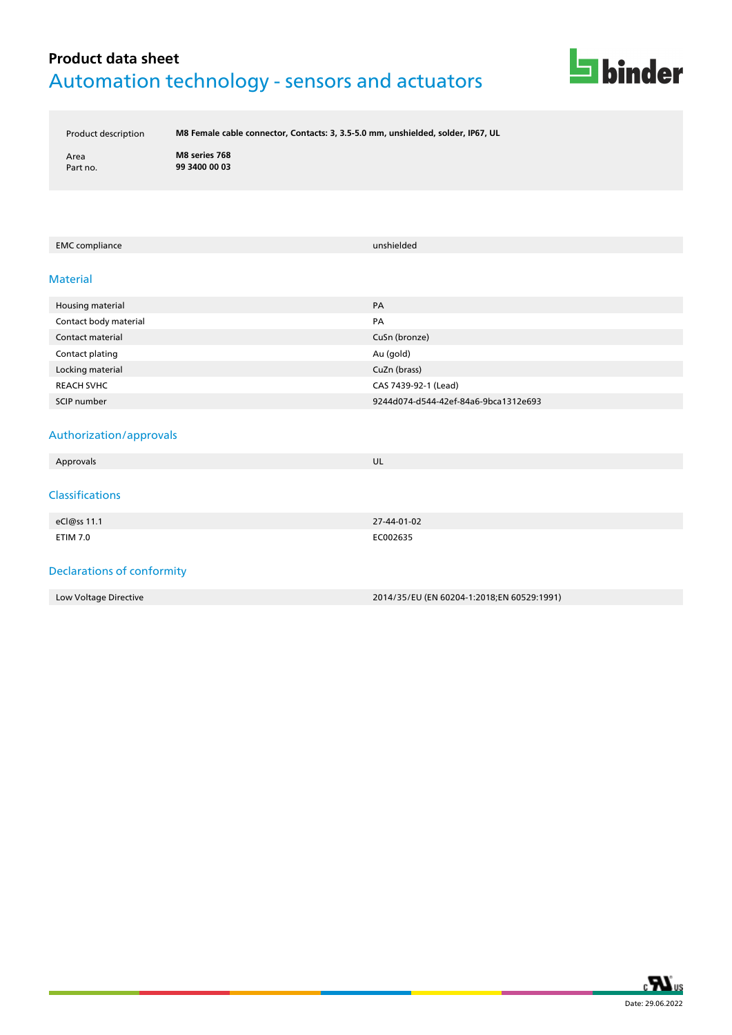# Product data sheet

## Automation technology - sensors and actuators

| | |
|---|---|
| Product description | **M8 Female cable connector, Contacts: 3, 3.5-5.0 mm, unshielded, solder, IP67, UL** |
| Area | **M8 series 768** |
| Part no. | **99 3400 00 03** |

| | |
|---|---|
| EMC compliance | unshielded |

### Material

| | |
|---|---|
| Housing material | PA |
| Contact body material | PA |
| Contact material | CuSn (bronze) |
| Contact plating | Au (gold) |
| Locking material | CuZn (brass) |
| REACH SVHC | CAS 7439-92-1 (Lead) |
| SCIP number | 9244d074-d544-42ef-84a6-9bca1312e693 |

### Authorization/approvals

| | |
|---|---|
| Approvals | UL |

### Classifications

| | |
|---|---|
| eCl@ss 11.1 | 27-44-01-02 |
| ETIM 7.0 | EC002635 |

### Declarations of conformity

| | |
|---|---|
| Low Voltage Directive | 2014/35/EU (EN 60204-1:2018;EN 60529:1991) |

Date: 29.06.2022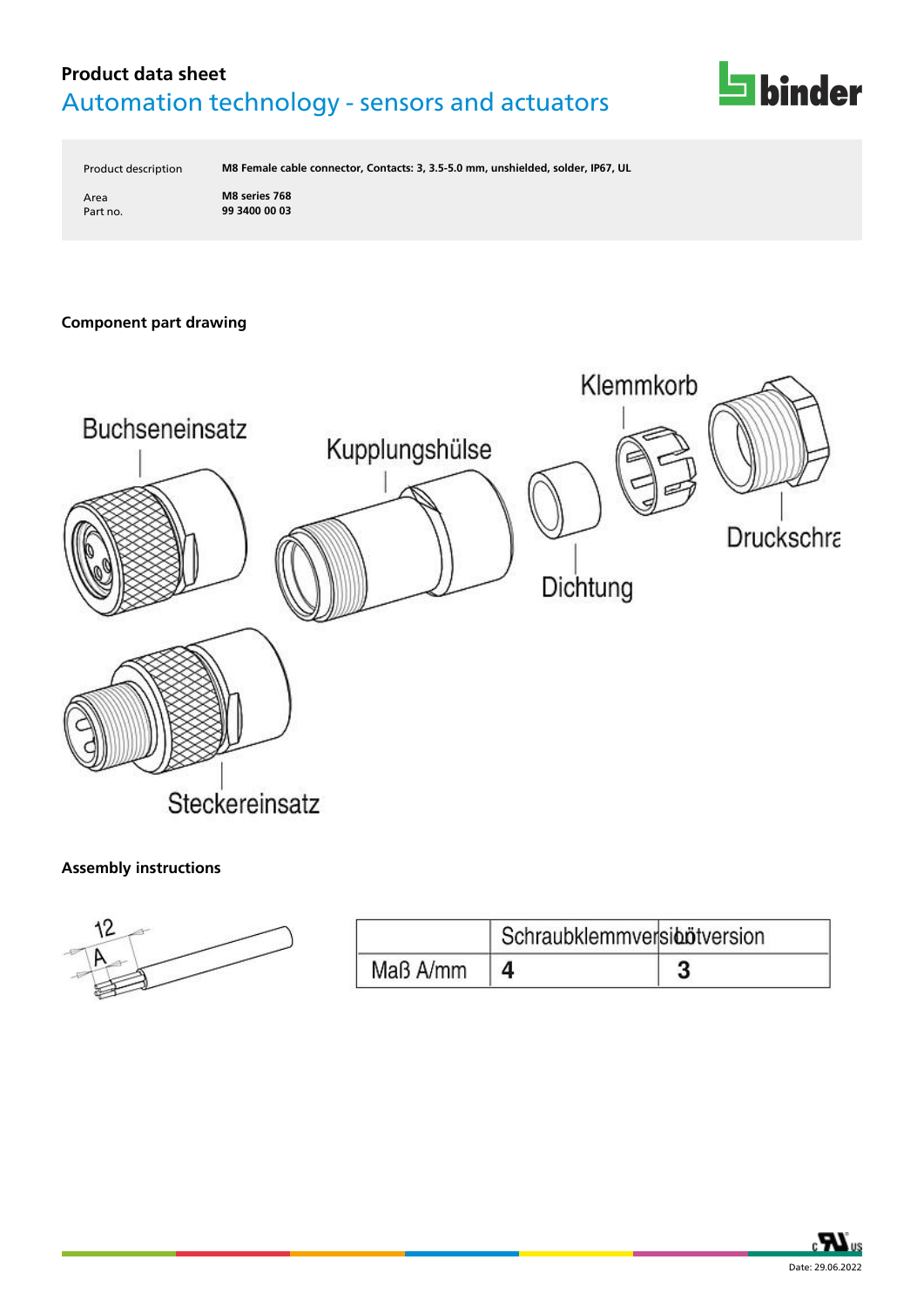## Product data sheet

# Automation technology - sensors and actuators

| | |
|---|---|
| Product description | **M8 Female cable connector, Contacts: 3, 3.5-5.0 mm, unshielded, solder, IP67, UL** |
| Area | **M8 series 768** |
| Part no. | **99 3400 00 03** |

### Component part drawing

Buchseneinsatz

Kupplungshülse

Klemmkorb

Dichtung

Druckschra

Steckereinsatz

### Assembly instructions

12

A

| | Schraubklemmversion | Lötversion |
|---|---|---|
| Maß A/mm | 4 | 3 |

Date: 29.06.2022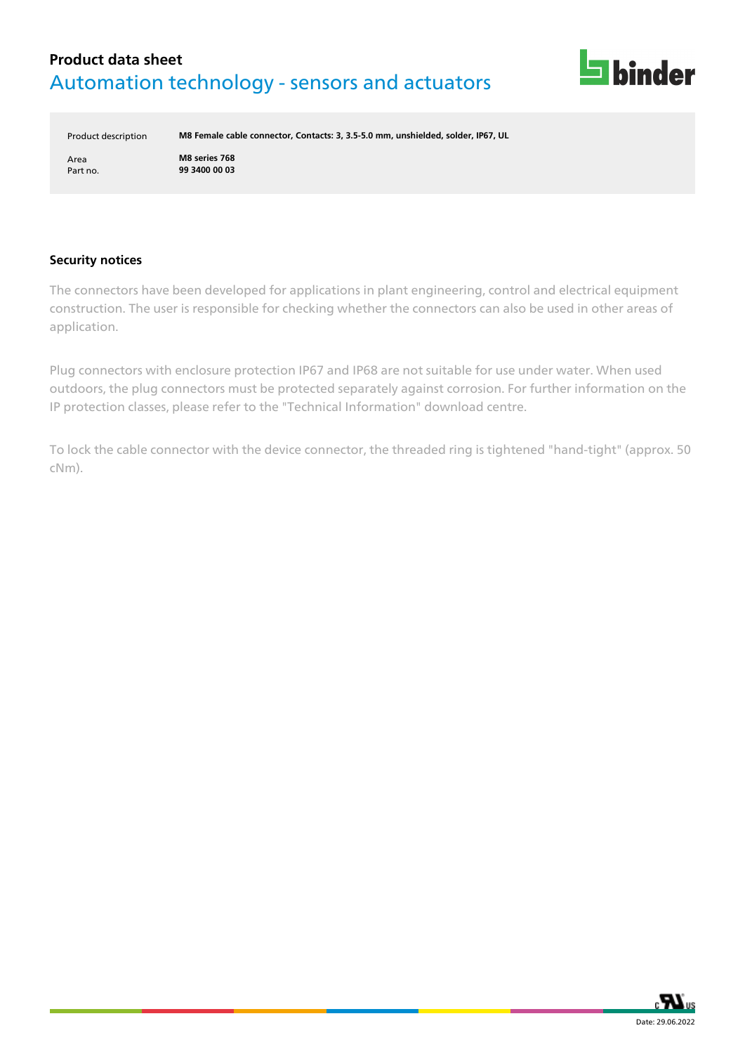| | |
|---|---|
| Product description | **M8 Female cable connector, Contacts: 3, 3.5-5.0 mm, unshielded, solder, IP67, UL** |
| Area | **M8 series 768** |
| Part no. | **99 3400 00 03** |

## Security notices

The connectors have been developed for applications in plant engineering, control and electrical equipment construction. The user is responsible for checking whether the connectors can also be used in other areas of application.

Plug connectors with enclosure protection IP67 and IP68 are not suitable for use under water. When used outdoors, the plug connectors must be protected separately against corrosion. For further information on the IP protection classes, please refer to the "Technical Information" download centre.

To lock the cable connector with the device connector, the threaded ring is tightened "hand-tight" (approx. 50 cNm).

Date: 29.06.2022